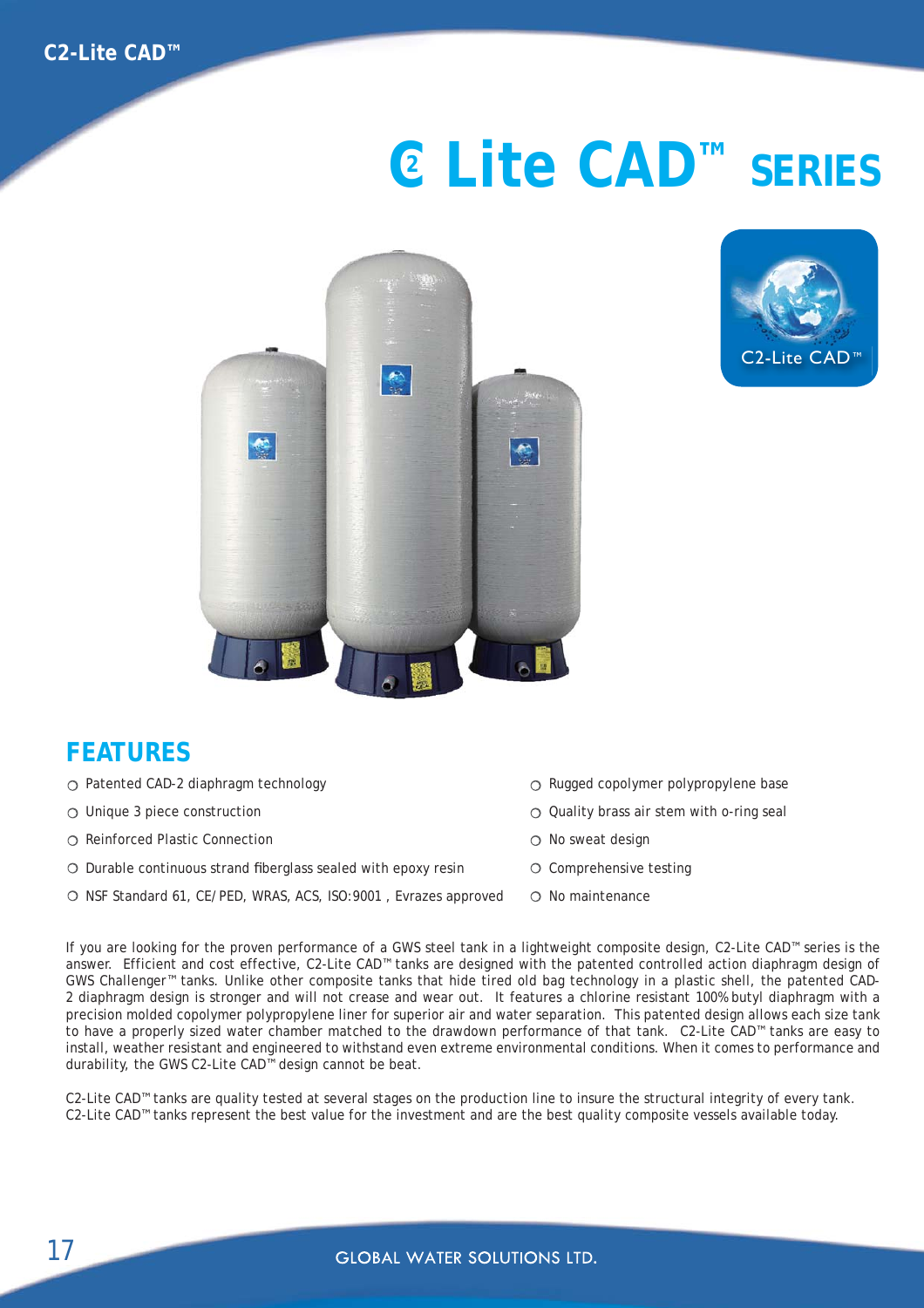# C2 Lite CAD™ SERIES

## FEATURES

- Patented CAD-2 diaphragm technology
- Unique 3 piece construction
- Reinforced Plastic Connection
- Durable continuous strand fiberglass sealed with epoxy resin
- NSF Standard 61, CE/PED, WRAS, ACS, ISO:9001 , Evrazes approved
- Rugged copolymer polypropylene base
- Quality brass air stem with o-ring seal
- No sweat design
- Comprehensive testing
- No maintenance

If you are looking for the proven performance of a GWS steel tank in a lightweight composite design, C2-Lite CAD™ series is the answer. Efficient and cost effective, C2-Lite CAD™ tanks are designed with the patented controlled action diaphragm design of GWS Challenger™ tanks. Unlike other composite tanks that hide tired old bag technology in a plastic shell, the patented CAD-2 diaphragm design is stronger and will not crease and wear out. It features a chlorine resistant 100% butyl diaphragm with a precision molded copolymer polypropylene liner for superior air and water separation. This patented design allows each size tank to have a properly sized water chamber matched to the drawdown performance of that tank. C2-Lite CAD™ tanks are easy to install, weather resistant and engineered to withstand even extreme environmental conditions. When it comes to performance and durability, the GWS C2-Lite CAD™ design cannot be beat.

C2-Lite CAD™ tanks are quality tested at several stages on the production line to insure the structural integrity of every tank. C2-Lite CAD™ tanks represent the best value for the investment and are the best quality composite vessels available today.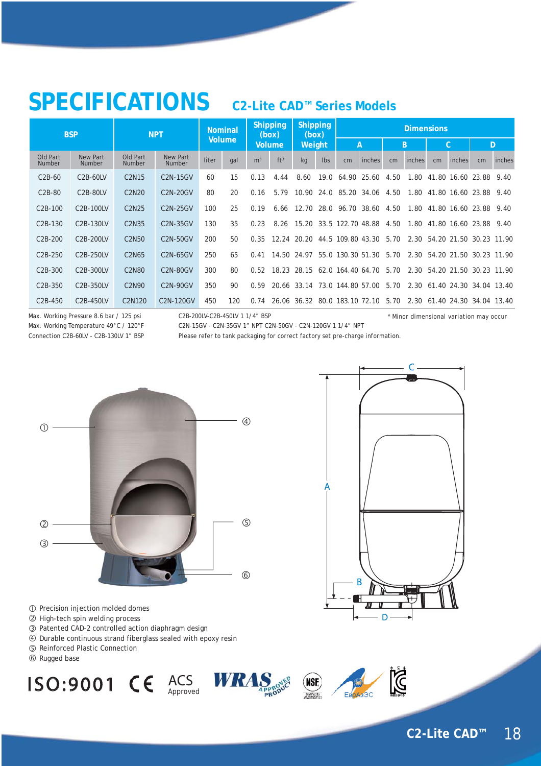# SPECIFICATIONS C2-Lite CAD™ Series Models

| BSP | | NPT | | Nominal Volume | | Shipping (box) Volume | | Shipping (box) Weight | | Dimensions | | | | | | | |
|---|---|---|---|---|---|---|---|---|---|---|---|---|---|---|---|---|---|
| | | | | | | | | | | A | | B | | C | | D | |
| Old Part Number | New Part Number | Old Part Number | New Part Number | liter | gal | m³ | ft³ | kg | lbs | cm | inches | cm | inches | cm | inches | cm | inches |
| C2B-60 | C2B-60LV | C2N15 | C2N-15GV | 60 | 15 | 0.13 | 4.44 | 8.60 | 19.0 | 64.90 | 25.60 | 4.50 | 1.80 | 41.80 | 16.60 | 23.88 | 9.40 |
| C2B-80 | C2B-80LV | C2N20 | C2N-20GV | 80 | 20 | 0.16 | 5.79 | 10.90 | 24.0 | 85.20 | 34.06 | 4.50 | 1.80 | 41.80 | 16.60 | 23.88 | 9.40 |
| C2B-100 | C2B-100LV | C2N25 | C2N-25GV | 100 | 25 | 0.19 | 6.66 | 12.70 | 28.0 | 96.70 | 38.60 | 4.50 | 1.80 | 41.80 | 16.60 | 23.88 | 9.40 |
| C2B-130 | C2B-130LV | C2N35 | C2N-35GV | 130 | 35 | 0.23 | 8.26 | 15.20 | 33.5 | 122.70 | 48.88 | 4.50 | 1.80 | 41.80 | 16.60 | 23.88 | 9.40 |
| C2B-200 | C2B-200LV | C2N50 | C2N-50GV | 200 | 50 | 0.35 | 12.24 | 20.20 | 44.5 | 109.80 | 43.30 | 5.70 | 2.30 | 54.20 | 21.50 | 30.23 | 11.90 |
| C2B-250 | C2B-250LV | C2N65 | C2N-65GV | 250 | 65 | 0.41 | 14.50 | 24.97 | 55.0 | 130.30 | 51.30 | 5.70 | 2.30 | 54.20 | 21.50 | 30.23 | 11.90 |
| C2B-300 | C2B-300LV | C2N80 | C2N-80GV | 300 | 80 | 0.52 | 18.23 | 28.15 | 62.0 | 164.40 | 64.70 | 5.70 | 2.30 | 54.20 | 21.50 | 30.23 | 11.90 |
| C2B-350 | C2B-350LV | C2N90 | C2N-90GV | 350 | 90 | 0.59 | 20.66 | 33.14 | 73.0 | 144.80 | 57.00 | 5.70 | 2.30 | 61.40 | 24.30 | 34.04 | 13.40 |
| C2B-450 | C2B-450LV | C2N120 | C2N-120GV | 450 | 120 | 0.74 | 26.06 | 36.32 | 80.0 | 183.10 | 72.10 | 5.70 | 2.30 | 61.40 | 24.30 | 34.04 | 13.40 |

Max. Working Pressure 8.6 bar / 125 psi
Max. Working Temperature 49°C / 120°F
Connection C2B-60LV - C2B-130LV 1" BSP

C2B-200LV-C2B-450LV 1 1/4" BSP
C2N-15GV - C2N-35GV 1" NPT C2N-50GV - C2N-120GV 1 1/4" NPT
Please refer to tank packaging for correct factory set pre-charge information.

* Minor dimensional variation may occur

① Precision injection molded domes
② High-tech spin welding process
③ Patented CAD-controlled action diaphragm design
④ Durable continuous strand fiberglass sealed with epoxy resin
⑤ Reinforced Plastic Connection
⑥ Rugged base

ISO:9001 CE ACS Approved WRAS APPROVED PRODUCT NSF